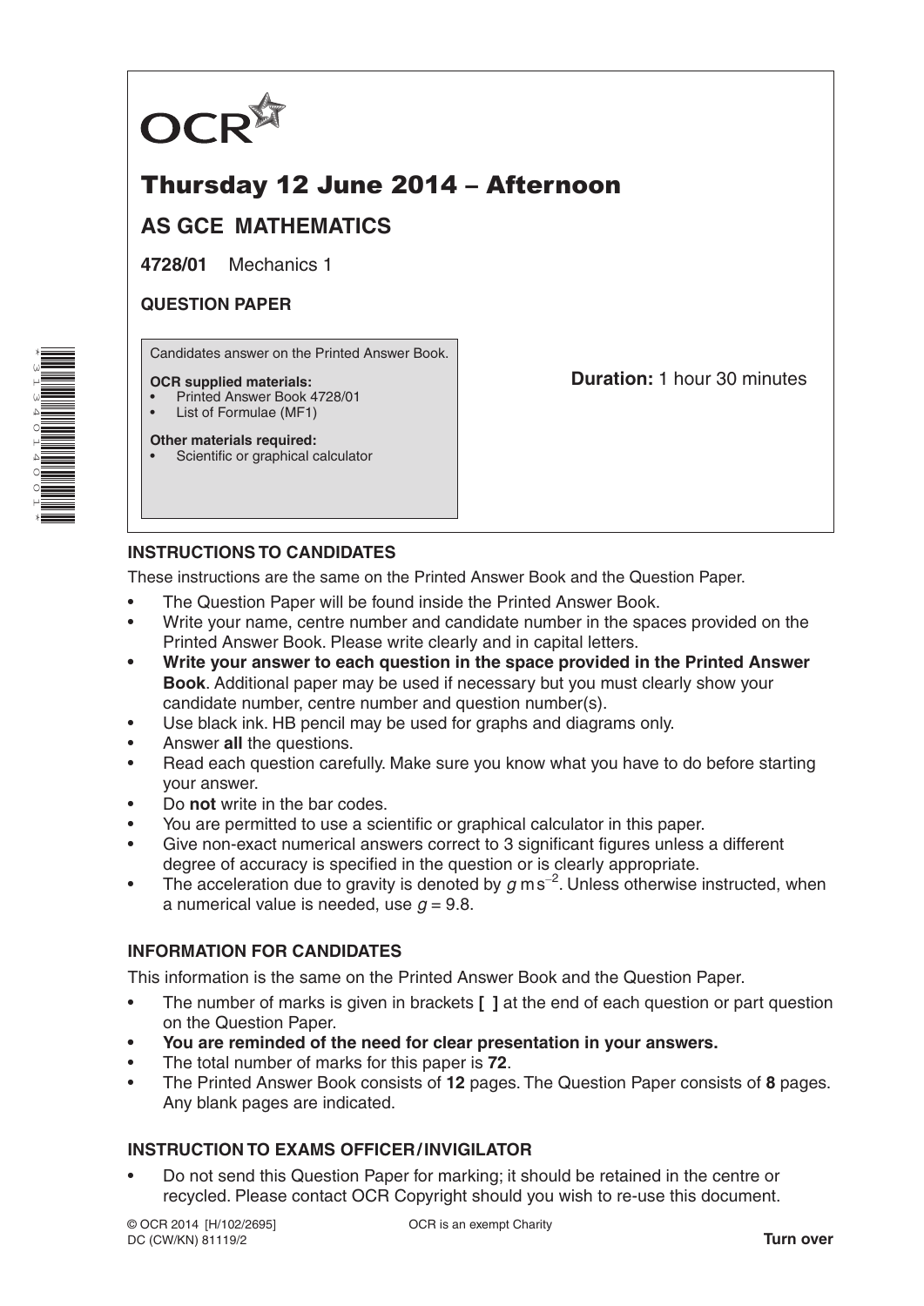OCR

# Thursday 12 June 2014 – Afternoon

## AS GCE MATHEMATICS

**4728/01** Mechanics 1

**QUESTION PAPER**

Candidates answer on the Printed Answer Book.

**OCR supplied materials:**
- Printed Answer Book 4728/01
- List of Formulae (MF1)

**Other materials required:**
- Scientific or graphical calculator

**Duration:** 1 hour 30 minutes

### INSTRUCTIONS TO CANDIDATES

These instructions are the same on the Printed Answer Book and the Question Paper.

- The Question Paper will be found inside the Printed Answer Book.
- Write your name, centre number and candidate number in the spaces provided on the Printed Answer Book. Please write clearly and in capital letters.
- **Write your answer to each question in the space provided in the Printed Answer Book**. Additional paper may be used if necessary but you must clearly show your candidate number, centre number and question number(s).
- Use black ink. HB pencil may be used for graphs and diagrams only.
- Answer **all** the questions.
- Read each question carefully. Make sure you know what you have to do before starting your answer.
- Do **not** write in the bar codes.
- You are permitted to use a scientific or graphical calculator in this paper.
- Give non-exact numerical answers correct to 3 significant figures unless a different degree of accuracy is specified in the question or is clearly appropriate.
- The acceleration due to gravity is denoted by $g\,\text{m}\,\text{s}^{-2}$. Unless otherwise instructed, when a numerical value is needed, use $g = 9.8$.

### INFORMATION FOR CANDIDATES

This information is the same on the Printed Answer Book and the Question Paper.

- The number of marks is given in brackets **[ ]** at the end of each question or part question on the Question Paper.
- **You are reminded of the need for clear presentation in your answers.**
- The total number of marks for this paper is **72**.
- The Printed Answer Book consists of **12** pages. The Question Paper consists of **8** pages. Any blank pages are indicated.

### INSTRUCTION TO EXAMS OFFICER / INVIGILATOR

- Do not send this Question Paper for marking; it should be retained in the centre or recycled. Please contact OCR Copyright should you wish to re-use this document.

© OCR 2014 [H/102/2695]
DC (CW/KN) 81119/2

OCR is an exempt Charity

**Turn over**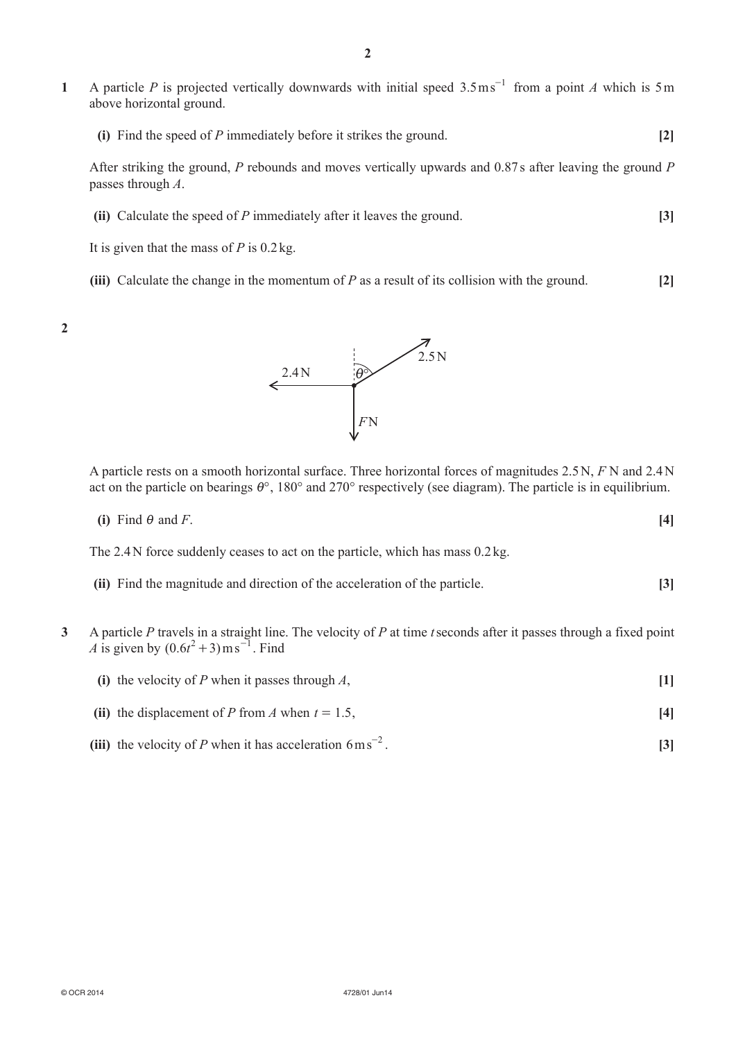**1** A particle $P$ is projected vertically downwards with initial speed $3.5\,\text{m}\,\text{s}^{-1}$ from a point $A$ which is 5 m above horizontal ground.

**(i)** Find the speed of $P$ immediately before it strikes the ground. **[2]**

After striking the ground, $P$ rebounds and moves vertically upwards and 0.87 s after leaving the ground $P$ passes through $A$.

**(ii)** Calculate the speed of $P$ immediately after it leaves the ground. **[3]**

It is given that the mass of $P$ is 0.2 kg.

**(iii)** Calculate the change in the momentum of $P$ as a result of its collision with the ground. **[2]**

**2**

2.4 N, 2.5 N, $\theta°$, $F$ N

A particle rests on a smooth horizontal surface. Three horizontal forces of magnitudes 2.5 N, $F$ N and 2.4 N act on the particle on bearings $\theta°$, 180° and 270° respectively (see diagram). The particle is in equilibrium.

**(i)** Find $\theta$ and $F$. **[4]**

The 2.4 N force suddenly ceases to act on the particle, which has mass 0.2 kg.

**(ii)** Find the magnitude and direction of the acceleration of the particle. **[3]**

**3** A particle $P$ travels in a straight line. The velocity of $P$ at time $t$ seconds after it passes through a fixed point $A$ is given by $(0.6t^2 + 3)\,\text{m}\,\text{s}^{-1}$. Find

**(i)** the velocity of $P$ when it passes through $A$, **[1]**

**(ii)** the displacement of $P$ from $A$ when $t = 1.5$, **[4]**

**(iii)** the velocity of $P$ when it has acceleration $6\,\text{m}\,\text{s}^{-2}$. **[3]**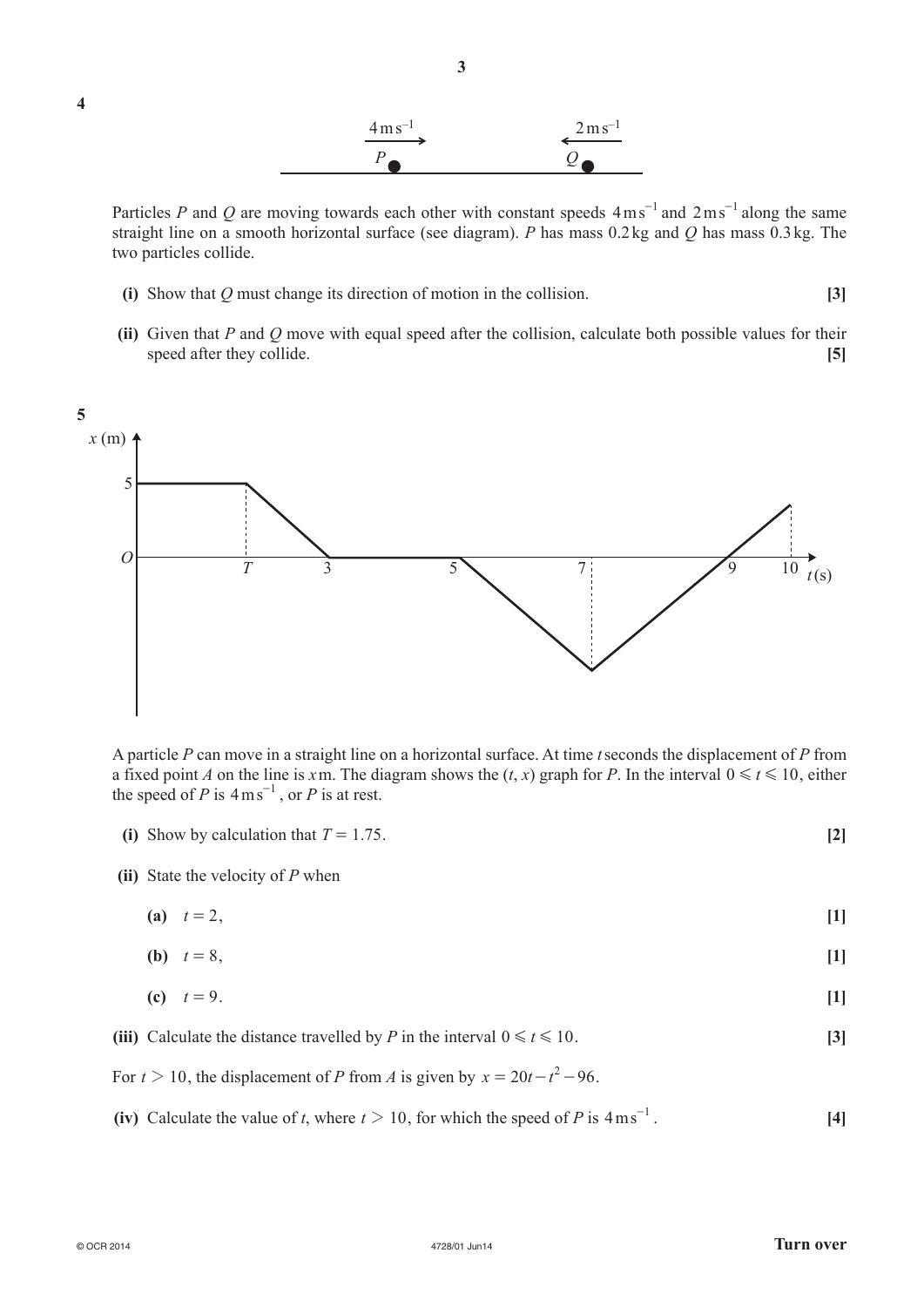**4**

$4\,\text{m s}^{-1}$ → $P$ $\qquad\qquad$ ← $2\,\text{m s}^{-1}$ $Q$

Particles $P$ and $Q$ are moving towards each other with constant speeds $4\,\text{m s}^{-1}$ and $2\,\text{m s}^{-1}$ along the same straight line on a smooth horizontal surface (see diagram). $P$ has mass 0.2 kg and $Q$ has mass 0.3 kg. The two particles collide.

**(i)** Show that $Q$ must change its direction of motion in the collision. **[3]**

**(ii)** Given that $P$ and $Q$ move with equal speed after the collision, calculate both possible values for their speed after they collide. **[5]**

**5**

A particle $P$ can move in a straight line on a horizontal surface. At time $t$ seconds the displacement of $P$ from a fixed point $A$ on the line is $x$ m. The diagram shows the $(t, x)$ graph for $P$. In the interval $0 \leqslant t \leqslant 10$, either the speed of $P$ is $4\,\text{m s}^{-1}$, or $P$ is at rest.

**(i)** Show by calculation that $T = 1.75$. **[2]**

**(ii)** State the velocity of $P$ when

**(a)** $t = 2$, **[1]**

**(b)** $t = 8$, **[1]**

**(c)** $t = 9$. **[1]**

**(iii)** Calculate the distance travelled by $P$ in the interval $0 \leqslant t \leqslant 10$. **[3]**

For $t > 10$, the displacement of $P$ from $A$ is given by $x = 20t - t^2 - 96$.

**(iv)** Calculate the value of $t$, where $t > 10$, for which the speed of $P$ is $4\,\text{m s}^{-1}$. **[4]**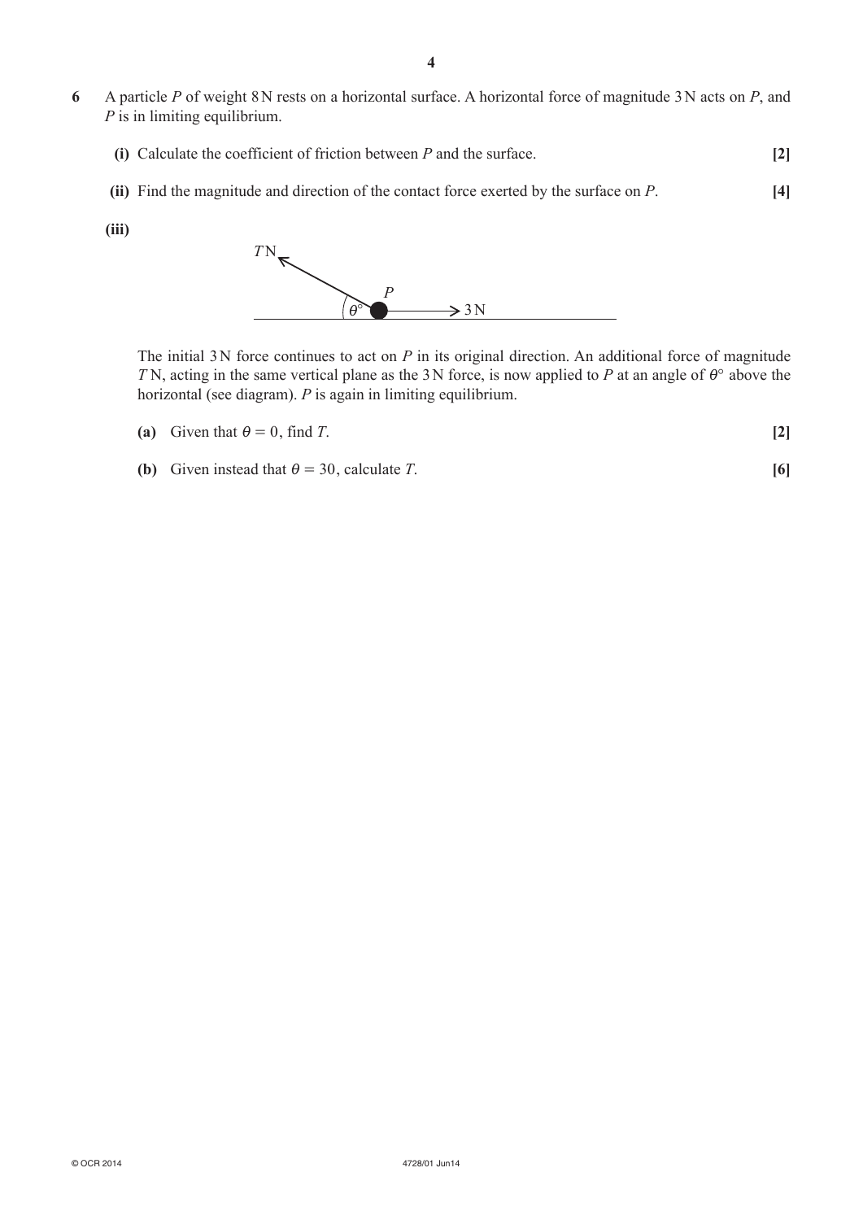6 A particle $P$ of weight 8 N rests on a horizontal surface. A horizontal force of magnitude 3 N acts on $P$, and $P$ is in limiting equilibrium.

**(i)** Calculate the coefficient of friction between $P$ and the surface. **[2]**

**(ii)** Find the magnitude and direction of the contact force exerted by the surface on $P$. **[4]**

**(iii)**

The initial 3 N force continues to act on $P$ in its original direction. An additional force of magnitude $T$ N, acting in the same vertical plane as the 3 N force, is now applied to $P$ at an angle of $\theta°$ above the horizontal (see diagram). $P$ is again in limiting equilibrium.

**(a)** Given that $\theta = 0$, find $T$. **[2]**

**(b)** Given instead that $\theta = 30$, calculate $T$. **[6]**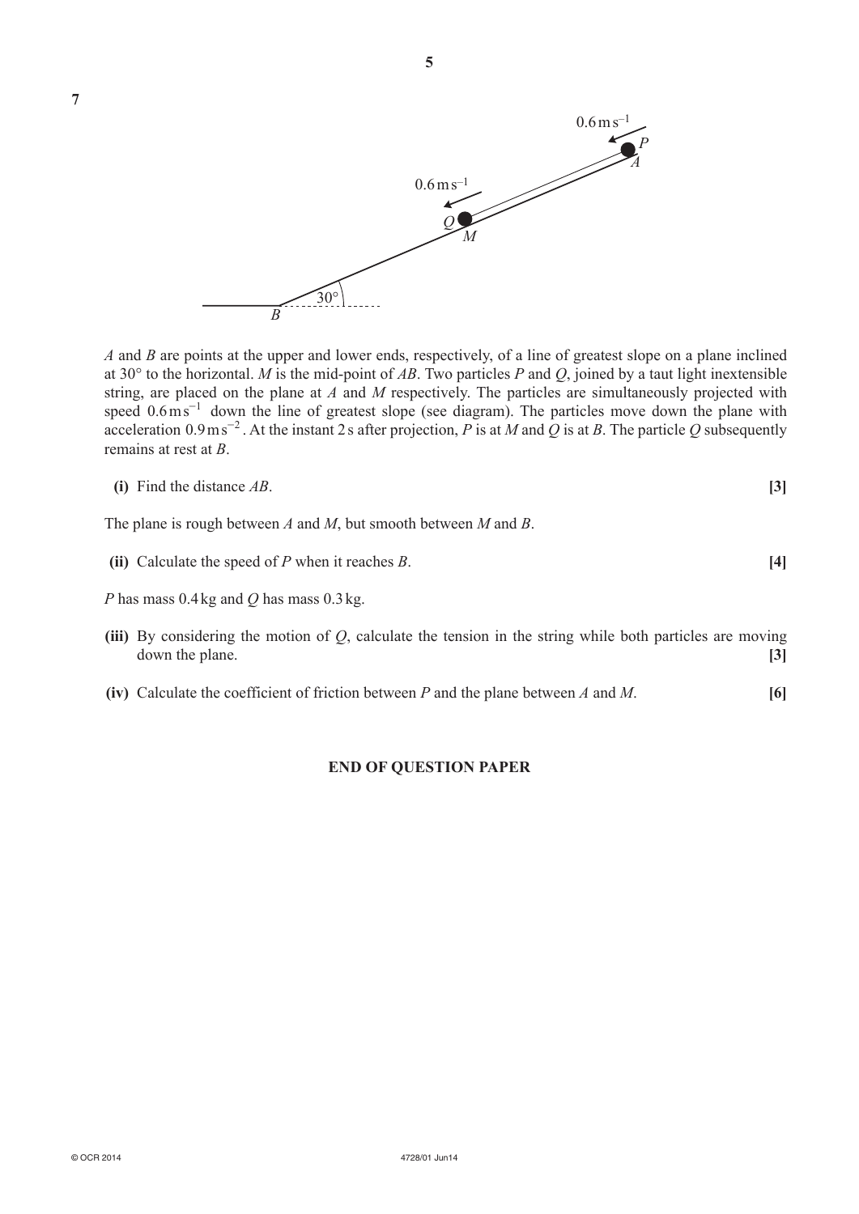**7**

$A$ and $B$ are points at the upper and lower ends, respectively, of a line of greatest slope on a plane inclined at 30° to the horizontal. $M$ is the mid-point of $AB$. Two particles $P$ and $Q$, joined by a taut light inextensible string, are placed on the plane at $A$ and $M$ respectively. The particles are simultaneously projected with speed $0.6\,\text{m s}^{-1}$ down the line of greatest slope (see diagram). The particles move down the plane with acceleration $0.9\,\text{m s}^{-2}$. At the instant 2 s after projection, $P$ is at $M$ and $Q$ is at $B$. The particle $Q$ subsequently remains at rest at $B$.

**(i)** Find the distance $AB$. **[3]**

The plane is rough between $A$ and $M$, but smooth between $M$ and $B$.

**(ii)** Calculate the speed of $P$ when it reaches $B$. **[4]**

$P$ has mass 0.4 kg and $Q$ has mass 0.3 kg.

**(iii)** By considering the motion of $Q$, calculate the tension in the string while both particles are moving down the plane. **[3]**

**(iv)** Calculate the coefficient of friction between $P$ and the plane between $A$ and $M$. **[6]**

**END OF QUESTION PAPER**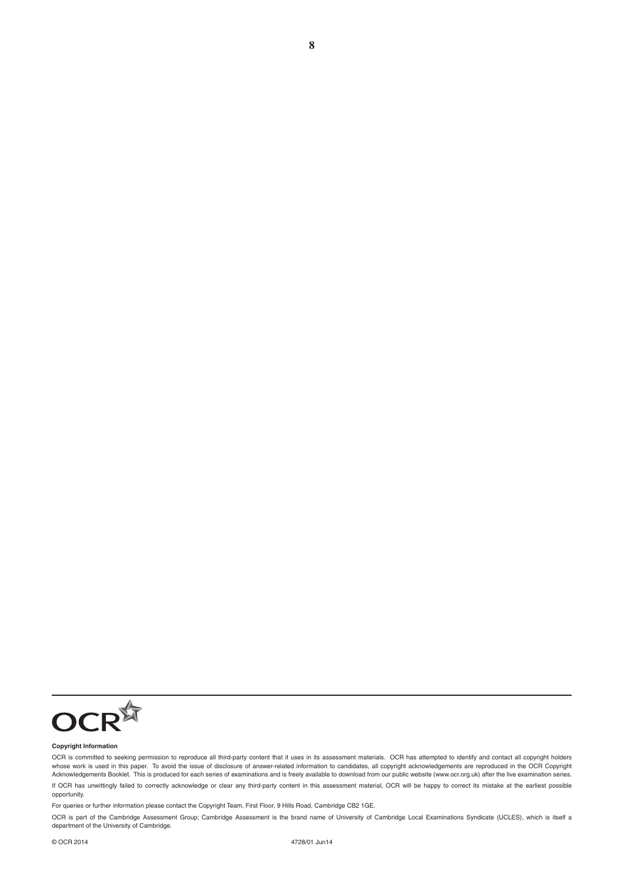**Copyright Information**

OCR is committed to seeking permission to reproduce all third-party content that it uses in its assessment materials. OCR has attempted to identify and contact all copyright holders whose work is used in this paper. To avoid the issue of disclosure of answer-related information to candidates, all copyright acknowledgements are reproduced in the OCR Copyright Acknowledgements Booklet. This is produced for each series of examinations and is freely available to download from our public website (www.ocr.org.uk) after the live examination series.

If OCR has unwittingly failed to correctly acknowledge or clear any third-party content in this assessment material, OCR will be happy to correct its mistake at the earliest possible opportunity.

For queries or further information please contact the Copyright Team, First Floor, 9 Hills Road, Cambridge CB2 1GE.

OCR is part of the Cambridge Assessment Group; Cambridge Assessment is the brand name of University of Cambridge Local Examinations Syndicate (UCLES), which is itself a department of the University of Cambridge.

© OCR 2014 4728/01 Jun14